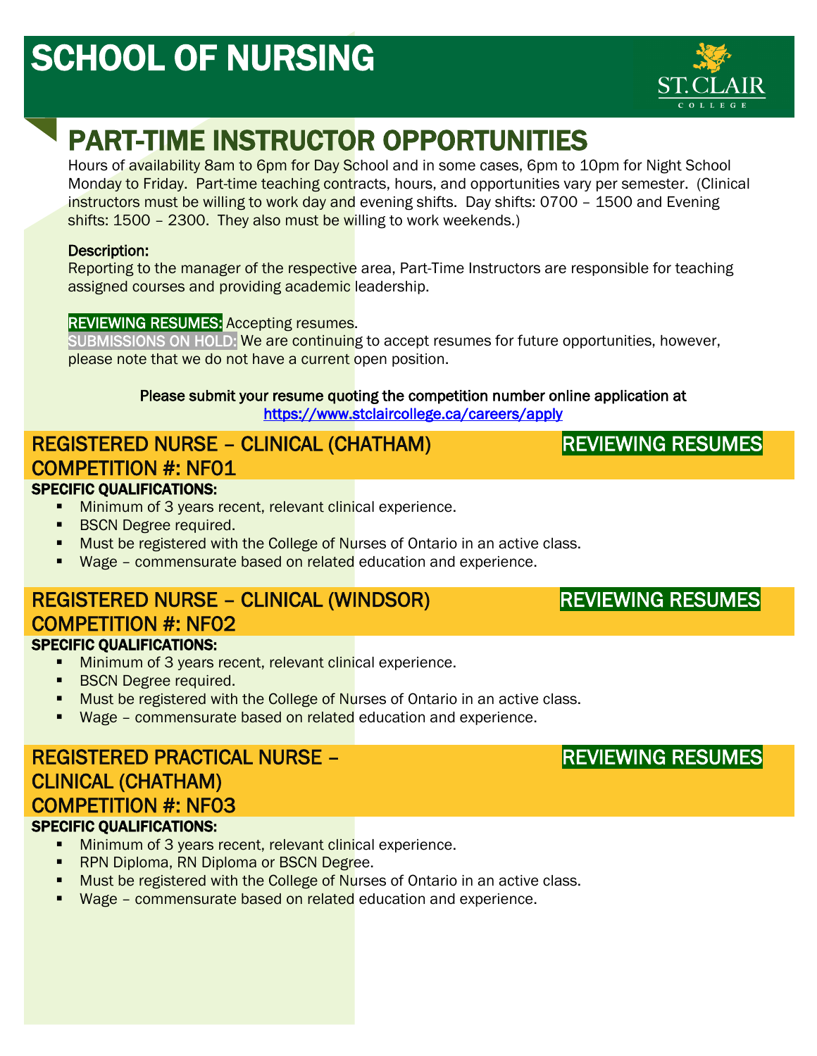# SCHOOL OF NURSING

ST. CLAIR COLLEGE

## PART-TIME INSTRUCTOR OPPORTUNITIES

Hours of availability 8am to 6pm for Day School and in some cases, 6pm to 10pm for Night School Monday to Friday. Part-time teaching contracts, hours, and opportunities vary per semester. (Clinical instructors must be willing to work day and evening shifts. Day shifts: 0700 – 1500 and Evening shifts: 1500 – 2300. They also must be willing to work weekends.)

**Description:**
Reporting to the manager of the respective area, Part-Time Instructors are responsible for teaching assigned courses and providing academic leadership.

**REVIEWING RESUMES:** Accepting resumes.
**SUBMISSIONS ON HOLD:** We are continuing to accept resumes for future opportunities, however, please note that we do not have a current open position.

**Please submit your resume quoting the competition number online application at**
https://www.stclaircollege.ca/careers/apply

### REGISTERED NURSE – CLINICAL (CHATHAM) — REVIEWING RESUMES
### COMPETITION #: NF01

**SPECIFIC QUALIFICATIONS:**

- Minimum of 3 years recent, relevant clinical experience.
- BSCN Degree required.
- Must be registered with the College of Nurses of Ontario in an active class.
- Wage – commensurate based on related education and experience.

### REGISTERED NURSE – CLINICAL (WINDSOR) — REVIEWING RESUMES
### COMPETITION #: NF02

**SPECIFIC QUALIFICATIONS:**

- Minimum of 3 years recent, relevant clinical experience.
- BSCN Degree required.
- Must be registered with the College of Nurses of Ontario in an active class.
- Wage – commensurate based on related education and experience.

### REGISTERED PRACTICAL NURSE – CLINICAL (CHATHAM) — REVIEWING RESUMES
### COMPETITION #: NF03

**SPECIFIC QUALIFICATIONS:**

- Minimum of 3 years recent, relevant clinical experience.
- RPN Diploma, RN Diploma or BSCN Degree.
- Must be registered with the College of Nurses of Ontario in an active class.
- Wage – commensurate based on related education and experience.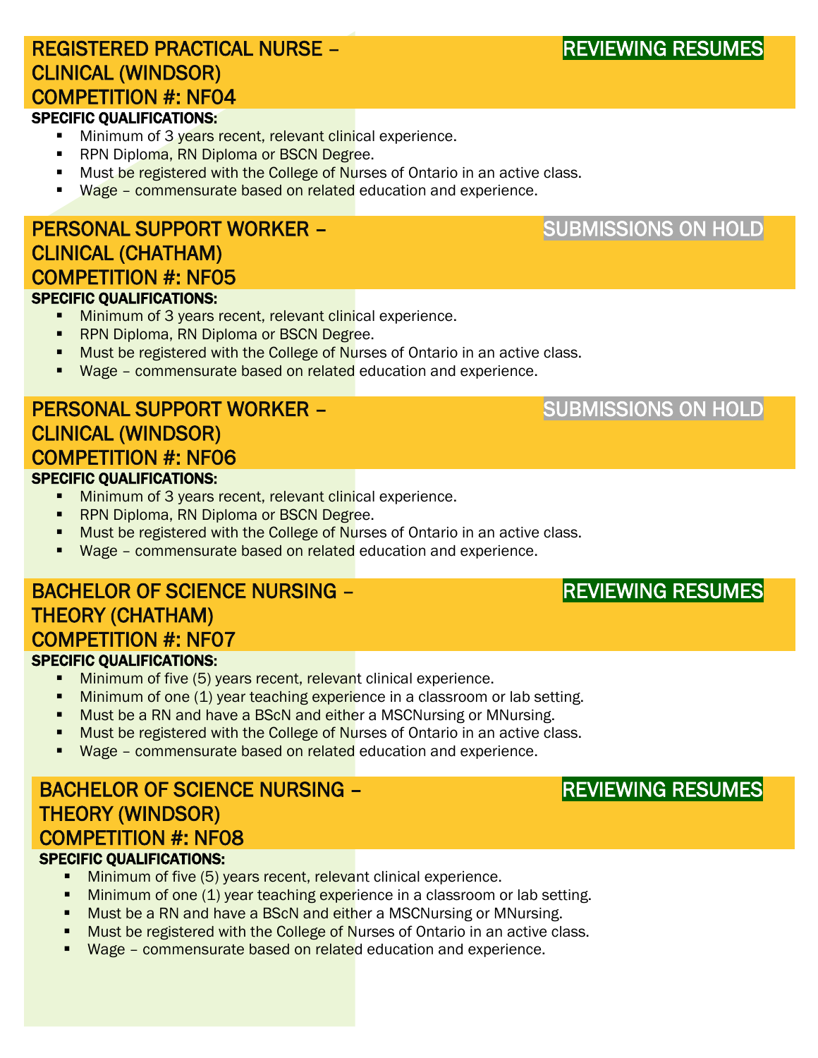## REGISTERED PRACTICAL NURSE – CLINICAL (WINDSOR) COMPETITION #: NF04

**REVIEWING RESUMES**

**SPECIFIC QUALIFICATIONS:**

- Minimum of 3 years recent, relevant clinical experience.
- RPN Diploma, RN Diploma or BSCN Degree.
- Must be registered with the College of Nurses of Ontario in an active class.
- Wage – commensurate based on related education and experience.

## PERSONAL SUPPORT WORKER – CLINICAL (CHATHAM) COMPETITION #: NF05

**SUBMISSIONS ON HOLD**

**SPECIFIC QUALIFICATIONS:**

- Minimum of 3 years recent, relevant clinical experience.
- RPN Diploma, RN Diploma or BSCN Degree.
- Must be registered with the College of Nurses of Ontario in an active class.
- Wage – commensurate based on related education and experience.

## PERSONAL SUPPORT WORKER – CLINICAL (WINDSOR) COMPETITION #: NF06

**SUBMISSIONS ON HOLD**

**SPECIFIC QUALIFICATIONS:**

- Minimum of 3 years recent, relevant clinical experience.
- RPN Diploma, RN Diploma or BSCN Degree.
- Must be registered with the College of Nurses of Ontario in an active class.
- Wage – commensurate based on related education and experience.

## BACHELOR OF SCIENCE NURSING – THEORY (CHATHAM) COMPETITION #: NF07

**REVIEWING RESUMES**

**SPECIFIC QUALIFICATIONS:**

- Minimum of five (5) years recent, relevant clinical experience.
- Minimum of one (1) year teaching experience in a classroom or lab setting.
- Must be a RN and have a BScN and either a MSCNursing or MNursing.
- Must be registered with the College of Nurses of Ontario in an active class.
- Wage – commensurate based on related education and experience.

## BACHELOR OF SCIENCE NURSING – THEORY (WINDSOR) COMPETITION #: NF08

**REVIEWING RESUMES**

**SPECIFIC QUALIFICATIONS:**

- Minimum of five (5) years recent, relevant clinical experience.
- Minimum of one (1) year teaching experience in a classroom or lab setting.
- Must be a RN and have a BScN and either a MSCNursing or MNursing.
- Must be registered with the College of Nurses of Ontario in an active class.
- Wage – commensurate based on related education and experience.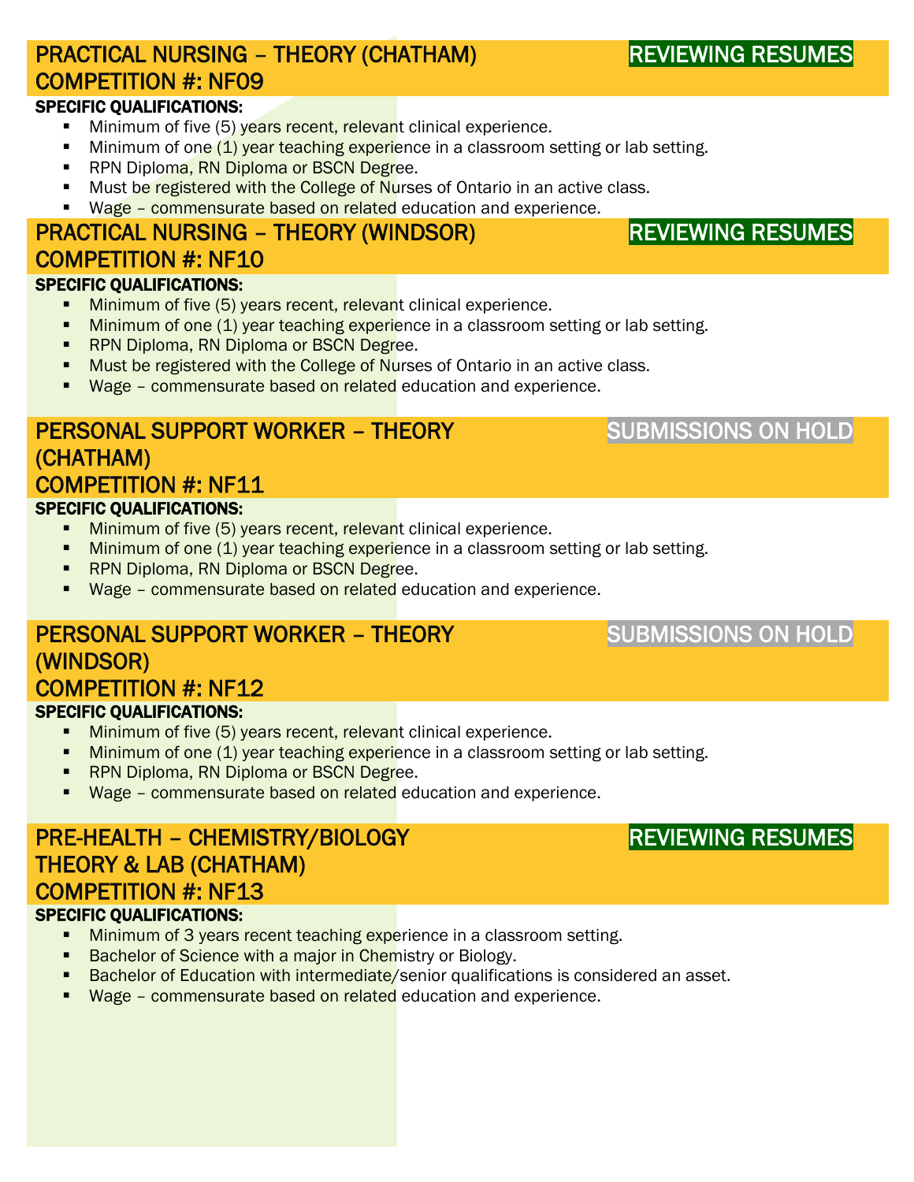## PRACTICAL NURSING – THEORY (CHATHAM) — REVIEWING RESUMES
## COMPETITION #: NF09

**SPECIFIC QUALIFICATIONS:**

- Minimum of five (5) years recent, relevant clinical experience.
- Minimum of one (1) year teaching experience in a classroom setting or lab setting.
- RPN Diploma, RN Diploma or BSCN Degree.
- Must be registered with the College of Nurses of Ontario in an active class.
- Wage – commensurate based on related education and experience.

## PRACTICAL NURSING – THEORY (WINDSOR) — REVIEWING RESUMES
## COMPETITION #: NF10

**SPECIFIC QUALIFICATIONS:**

- Minimum of five (5) years recent, relevant clinical experience.
- Minimum of one (1) year teaching experience in a classroom setting or lab setting.
- RPN Diploma, RN Diploma or BSCN Degree.
- Must be registered with the College of Nurses of Ontario in an active class.
- Wage – commensurate based on related education and experience.

## PERSONAL SUPPORT WORKER – THEORY (CHATHAM) — SUBMISSIONS ON HOLD
## COMPETITION #: NF11

**SPECIFIC QUALIFICATIONS:**

- Minimum of five (5) years recent, relevant clinical experience.
- Minimum of one (1) year teaching experience in a classroom setting or lab setting.
- RPN Diploma, RN Diploma or BSCN Degree.
- Wage – commensurate based on related education and experience.

## PERSONAL SUPPORT WORKER – THEORY (WINDSOR) — SUBMISSIONS ON HOLD
## COMPETITION #: NF12

**SPECIFIC QUALIFICATIONS:**

- Minimum of five (5) years recent, relevant clinical experience.
- Minimum of one (1) year teaching experience in a classroom setting or lab setting.
- RPN Diploma, RN Diploma or BSCN Degree.
- Wage – commensurate based on related education and experience.

## PRE-HEALTH – CHEMISTRY/BIOLOGY THEORY & LAB (CHATHAM) — REVIEWING RESUMES
## COMPETITION #: NF13

**SPECIFIC QUALIFICATIONS:**

- Minimum of 3 years recent teaching experience in a classroom setting.
- Bachelor of Science with a major in Chemistry or Biology.
- Bachelor of Education with intermediate/senior qualifications is considered an asset.
- Wage – commensurate based on related education and experience.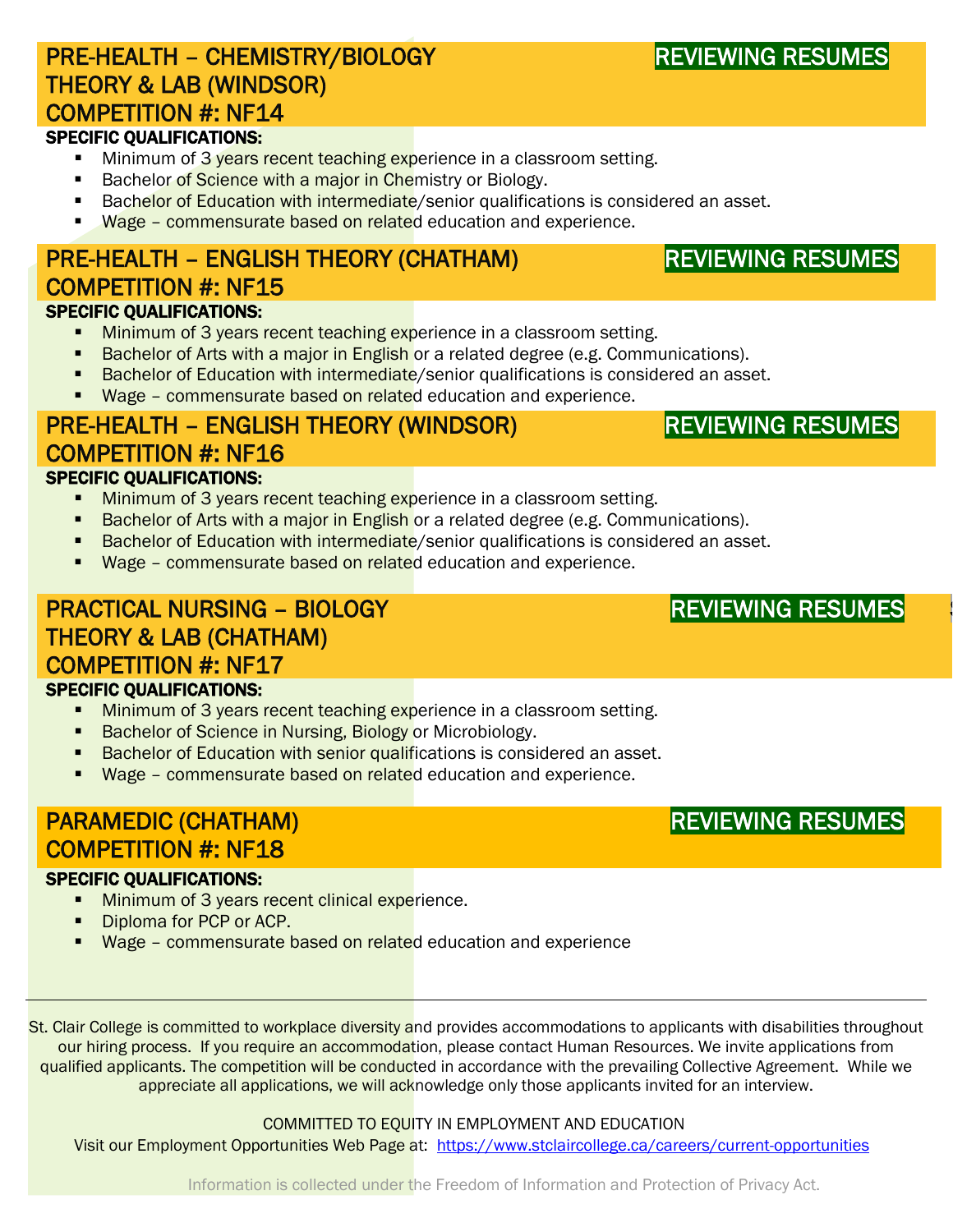## PRE-HEALTH – CHEMISTRY/BIOLOGY THEORY & LAB (WINDSOR) — REVIEWING RESUMES
## COMPETITION #: NF14

**SPECIFIC QUALIFICATIONS:**

- Minimum of 3 years recent teaching experience in a classroom setting.
- Bachelor of Science with a major in Chemistry or Biology.
- Bachelor of Education with intermediate/senior qualifications is considered an asset.
- Wage – commensurate based on related education and experience.

## PRE-HEALTH – ENGLISH THEORY (CHATHAM) — REVIEWING RESUMES
## COMPETITION #: NF15

**SPECIFIC QUALIFICATIONS:**

- Minimum of 3 years recent teaching experience in a classroom setting.
- Bachelor of Arts with a major in English or a related degree (e.g. Communications).
- Bachelor of Education with intermediate/senior qualifications is considered an asset.
- Wage – commensurate based on related education and experience.

## PRE-HEALTH – ENGLISH THEORY (WINDSOR) — REVIEWING RESUMES
## COMPETITION #: NF16

**SPECIFIC QUALIFICATIONS:**

- Minimum of 3 years recent teaching experience in a classroom setting.
- Bachelor of Arts with a major in English or a related degree (e.g. Communications).
- Bachelor of Education with intermediate/senior qualifications is considered an asset.
- Wage – commensurate based on related education and experience.

## PRACTICAL NURSING – BIOLOGY THEORY & LAB (CHATHAM) — REVIEWING RESUMES
## COMPETITION #: NF17

**SPECIFIC QUALIFICATIONS:**

- Minimum of 3 years recent teaching experience in a classroom setting.
- Bachelor of Science in Nursing, Biology or Microbiology.
- Bachelor of Education with senior qualifications is considered an asset.
- Wage – commensurate based on related education and experience.

## PARAMEDIC (CHATHAM) — REVIEWING RESUMES
## COMPETITION #: NF18

**SPECIFIC QUALIFICATIONS:**

- Minimum of 3 years recent clinical experience.
- Diploma for PCP or ACP.
- Wage – commensurate based on related education and experience

---

St. Clair College is committed to workplace diversity and provides accommodations to applicants with disabilities throughout our hiring process. If you require an accommodation, please contact Human Resources. We invite applications from qualified applicants. The competition will be conducted in accordance with the prevailing Collective Agreement. While we appreciate all applications, we will acknowledge only those applicants invited for an interview.

COMMITTED TO EQUITY IN EMPLOYMENT AND EDUCATION

Visit our Employment Opportunities Web Page at: https://www.stclaircollege.ca/careers/current-opportunities

Information is collected under the Freedom of Information and Protection of Privacy Act.